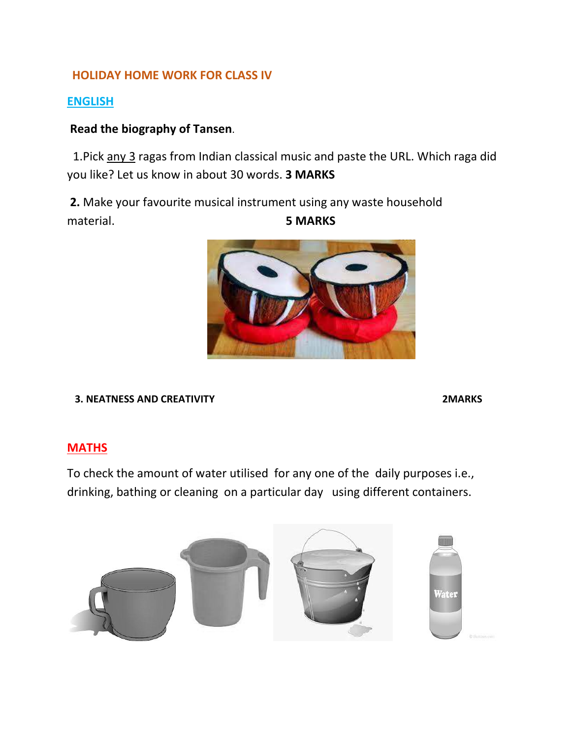# HOLIDAY HOME WORK FOR CLASS IV

## ENGLISH

**Read the biography of Tansen.**

1.Pick any 3 ragas from Indian classical music and paste the URL. Which raga did you like? Let us know in about 30 words. **3 MARKS**

**2.** Make your favourite musical instrument using any waste household material. **5 MARKS**

**3. NEATNESS AND CREATIVITY** **2MARKS**

## MATHS

To check the amount of water utilised for any one of the daily purposes i.e., drinking, bathing or cleaning on a particular day using different containers.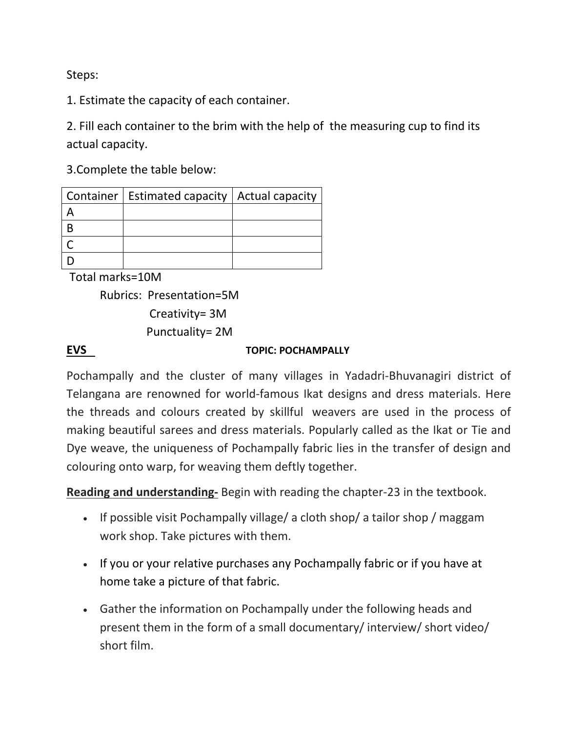Steps:

1. Estimate the capacity of each container.

2. Fill each container to the brim with the help of the measuring cup to find its actual capacity.

3. Complete the table below:

| Container | Estimated capacity | Actual capacity |
|---|---|---|
| A | | |
| B | | |
| C | | |
| D | | |

Total marks=10M

Rubrics: Presentation=5M

Creativity= 3M

Punctuality= 2M

**EVS** **TOPIC: POCHAMPALLY**

Pochampally and the cluster of many villages in Yadadri-Bhuvanagiri district of Telangana are renowned for world-famous Ikat designs and dress materials. Here the threads and colours created by skillful weavers are used in the process of making beautiful sarees and dress materials. Popularly called as the Ikat or Tie and Dye weave, the uniqueness of Pochampally fabric lies in the transfer of design and colouring onto warp, for weaving them deftly together.

**Reading and understanding-** Begin with reading the chapter-23 in the textbook.

- If possible visit Pochampally village/ a cloth shop/ a tailor shop / maggam work shop. Take pictures with them.
- If you or your relative purchases any Pochampally fabric or if you have at home take a picture of that fabric.
- Gather the information on Pochampally under the following heads and present them in the form of a small documentary/ interview/ short video/ short film.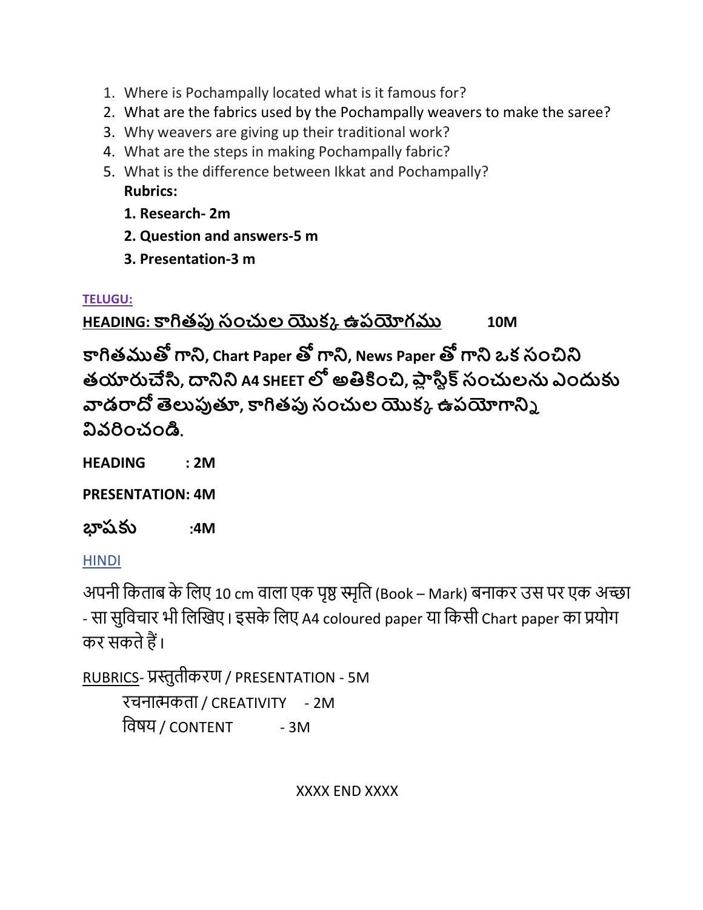1. Where is Pochampally located what is it famous for?
2. What are the fabrics used by the Pochampally weavers to make the saree?
3. Why weavers are giving up their traditional work?
4. What are the steps in making Pochampally fabric?
5. What is the difference between Ikkat and Pochampally?

**Rubrics:**

**1. Research- 2m**

**2. Question and answers-5 m**

**3. Presentation-3 m**

**TELUGU:**

**HEADING: కాగితపు సంచుల యొక్క ఉపయోగము** **10M**

**కాగితముతో గాని, Chart Paper తో గాని, News Paper తో గాని ఒక సంచిని తయారుచేసి, దానిని A4 SHEET లో అతికించి, ప్లాస్టిక్ సంచులను ఎందుకు వాడరాదో తెలుపుతూ, కాగితపు సంచుల యొక్క ఉపయోగాన్ని వివరించండి.**

**HEADING : 2M**

**PRESENTATION: 4M**

**భాషకు :4M**

HINDI

अपनी किताब के लिए 10 cm वाला एक पृष्ठ स्मृति (Book – Mark) बनाकर उस पर एक अच्छा - सा सुविचार भी लिखिए। इसके लिए A4 coloured paper या किसी Chart paper का प्रयोग कर सकते हैं।

RUBRICS- प्रस्तुतीकरण / PRESENTATION - 5M

रचनात्मकता / CREATIVITY - 2M

विषय / CONTENT - 3M

XXXX END XXXX